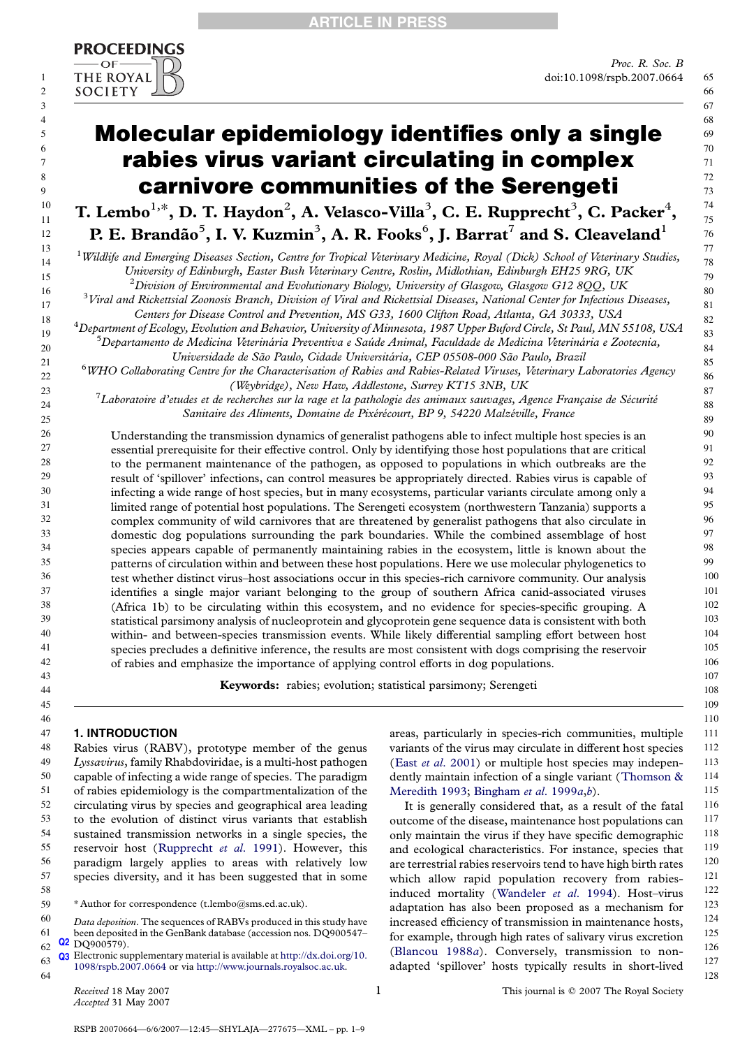# Molecular epidemiology identifies only a single rabies virus variant circulating in complex carnivore communities of the Serengeti

**T. Lembo[1,*], D. T. Haydon[2], A. Velasco-Villa[3], C. E. Rupprecht[3], C. Packer[4], P. E. Brandão[5], I. V. Kuzmin[3], A. R. Fooks[6], J. Barrat[7] and S. Cleaveland[1]**

[1] *Wildlife and Emerging Diseases Section, Centre for Tropical Veterinary Medicine, Royal (Dick) School of Veterinary Studies, University of Edinburgh, Easter Bush Veterinary Centre, Roslin, Midlothian, Edinburgh EH25 9RG, UK*

[2] *Division of Environmental and Evolutionary Biology, University of Glasgow, Glasgow G12 8QQ, UK*

[3] *Viral and Rickettsial Zoonosis Branch, Division of Viral and Rickettsial Diseases, National Center for Infectious Diseases, Centers for Disease Control and Prevention, MS G33, 1600 Clifton Road, Atlanta, GA 30333, USA*

[4] *Department of Ecology, Evolution and Behavior, University of Minnesota, 1987 Upper Buford Circle, St Paul, MN 55108, USA*

[5] *Departamento de Medicina Veterinária Preventiva e Saúde Animal, Faculdade de Medicina Veterinária e Zootecnia, Universidade de São Paulo, Cidade Universitária, CEP 05508-000 São Paulo, Brazil*

[6] *WHO Collaborating Centre for the Characterisation of Rabies and Rabies-Related Viruses, Veterinary Laboratories Agency (Weybridge), New Haw, Addlestone, Surrey KT15 3NB, UK*

[7] *Laboratoire d'etudes et de recherches sur la rage et la pathologie des animaux sauvages, Agence Française de Sécurité Sanitaire des Aliments, Domaine de Pixérécourt, BP 9, 54220 Malzéville, France*

Understanding the transmission dynamics of generalist pathogens able to infect multiple host species is an essential prerequisite for their effective control. Only by identifying those host populations that are critical to the permanent maintenance of the pathogen, as opposed to populations in which outbreaks are the result of 'spillover' infections, can control measures be appropriately directed. Rabies virus is capable of infecting a wide range of host species, but in many ecosystems, particular variants circulate among only a limited range of potential host populations. The Serengeti ecosystem (northwestern Tanzania) supports a complex community of wild carnivores that are threatened by generalist pathogens that also circulate in domestic dog populations surrounding the park boundaries. While the combined assemblage of host species appears capable of permanently maintaining rabies in the ecosystem, little is known about the patterns of circulation within and between these host populations. Here we use molecular phylogenetics to test whether distinct virus–host associations occur in this species-rich carnivore community. Our analysis identifies a single major variant belonging to the group of southern Africa canid-associated viruses (Africa 1b) to be circulating within this ecosystem, and no evidence for species-specific grouping. A statistical parsimony analysis of nucleoprotein and glycoprotein gene sequence data is consistent with both within- and between-species transmission events. While likely differential sampling effort between host species precludes a definitive inference, the results are most consistent with dogs comprising the reservoir of rabies and emphasize the importance of applying control efforts in dog populations.

**Keywords:** rabies; evolution; statistical parsimony; Serengeti

## 1. INTRODUCTION

Rabies virus (RABV), prototype member of the genus *Lyssavirus*, family Rhabdoviridae, is a multi-host pathogen capable of infecting a wide range of species. The paradigm of rabies epidemiology is the compartmentalization of the circulating virus by species and geographical area leading to the evolution of distinct virus variants that establish sustained transmission networks in a single species, the reservoir host (Rupprecht *et al.* 1991). However, this paradigm largely applies to areas with relatively low species diversity, and it has been suggested that in some areas, particularly in species-rich communities, multiple variants of the virus may circulate in different host species (East *et al.* 2001) or multiple host species may independently maintain infection of a single variant (Thomson & Meredith 1993; Bingham *et al.* 1999*a*,*b*).

It is generally considered that, as a result of the fatal outcome of the disease, maintenance host populations can only maintain the virus if they have specific demographic and ecological characteristics. For instance, species that are terrestrial rabies reservoirs tend to have high birth rates which allow rapid population recovery from rabies-induced mortality (Wandeler *et al.* 1994). Host–virus adaptation has also been proposed as a mechanism for increased efficiency of transmission in maintenance hosts, for example, through high rates of salivary virus excretion (Blancou 1988*a*). Conversely, transmission to non-adapted 'spillover' hosts typically results in short-lived

\* Author for correspondence (t.lembo@sms.ed.ac.uk).

*Data deposition*. The sequences of RABVs produced in this study have been deposited in the GenBank database (accession nos. DQ900547–DQ900579).

Electronic supplementary material is available at http://dx.doi.org/10.1098/rspb.2007.0664 or via http://www.journals.royalsoc.ac.uk.

Received 18 May 2007
Accepted 31 May 2007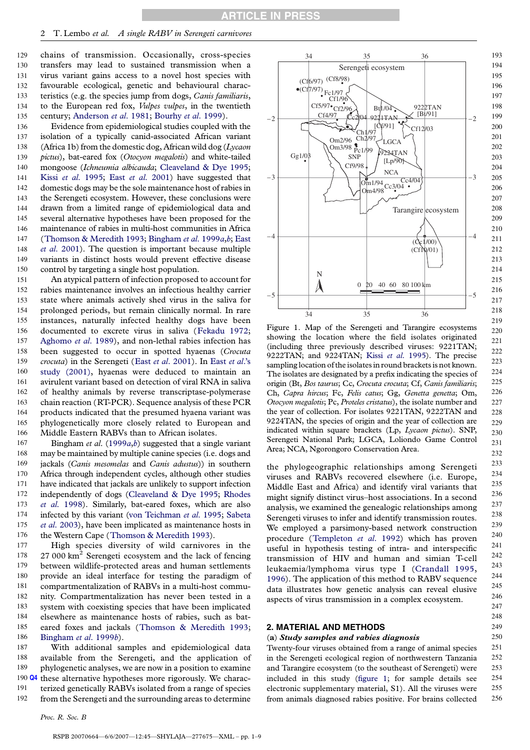chains of transmission. Occasionally, cross-species transfers may lead to sustained transmission when a virus variant gains access to a novel host species with favourable ecological, genetic and behavioural characteristics (e.g. the species jump from dogs, *Canis familiaris*, to the European red fox, *Vulpes vulpes*, in the twentieth century; Anderson *et al.* 1981; Bourhy *et al.* 1999).

Evidence from epidemiological studies coupled with the isolation of a typically canid-associated African variant (Africa 1b) from the domestic dog, African wild dog (*Lycaon pictus*), bat-eared fox (*Otocyon megalotis*) and white-tailed mongoose (*Ichneumia albicauda*; Cleaveland & Dye 1995; Kissi *et al.* 1995; East *et al.* 2001) have suggested that domestic dogs may be the sole maintenance host of rabies in the Serengeti ecosystem. However, these conclusions were drawn from a limited range of epidemiological data and several alternative hypotheses have been proposed for the maintenance of rabies in multi-host communities in Africa (Thomson & Meredith 1993; Bingham *et al.* 1999*a*,*b*; East *et al.* 2001). The question is important because multiple variants in distinct hosts would prevent effective disease control by targeting a single host population.

An atypical pattern of infection proposed to account for rabies maintenance involves an infectious healthy carrier state where animals actively shed virus in the saliva for prolonged periods, but remain clinically normal. In rare instances, naturally infected healthy dogs have been documented to excrete virus in saliva (Fekadu 1972; Aghomo *et al.* 1989), and non-lethal rabies infection has been suggested to occur in spotted hyaenas (*Crocuta crocuta*) in the Serengeti (East *et al.* 2001). In East *et al.*'s study (2001), hyaenas were deduced to maintain an avirulent variant based on detection of viral RNA in saliva of healthy animals by reverse transcriptase-polymerase chain reaction (RT-PCR). Sequence analysis of these PCR products indicated that the presumed hyaena variant was phylogenetically more closely related to European and Middle Eastern RABVs than to African isolates.

Bingham *et al.* (1999*a*,*b*) suggested that a single variant may be maintained by multiple canine species (i.e. dogs and jackals (*Canis mesomelas* and *Canis adustus*)) in southern Africa through independent cycles, although other studies have indicated that jackals are unlikely to support infection independently of dogs (Cleaveland & Dye 1995; Rhodes *et al.* 1998). Similarly, bat-eared foxes, which are also infected by this variant (von Teichman *et al.* 1995; Sabeta *et al.* 2003), have been implicated as maintenance hosts in the Western Cape (Thomson & Meredith 1993).

High species diversity of wild carnivores in the 27 000 km$^2$ Serengeti ecosystem and the lack of fencing between wildlife-protected areas and human settlements provide an ideal interface for testing the paradigm of compartmentalization of RABVs in a multi-host community. Compartmentalization has never been tested in a system with coexisting species that have been implicated elsewhere as maintenance hosts of rabies, such as bat-eared foxes and jackals (Thomson & Meredith 1993; Bingham *et al.* 1999*b*).

With additional samples and epidemiological data available from the Serengeti, and the application of phylogenetic analyses, we are now in a position to examine these alternative hypotheses more rigorously. We characterized genetically RABVs isolated from a range of species from the Serengeti and the surrounding areas to determine the phylogeographic relationships among Serengeti viruses and RABVs recovered elsewhere (i.e. Europe, Middle East and Africa) and identify viral variants that might signify distinct virus–host associations. In a second analysis, we examined the genealogic relationships among Serengeti viruses to infer and identify transmission routes. We employed a parsimony-based network construction procedure (Templeton *et al.* 1992) which has proven useful in hypothesis testing of intra- and interspecific transmission of HIV and human and simian T-cell leukaemia/lymphoma virus type I (Crandall 1995, 1996). The application of this method to RABV sequence data illustrates how genetic analysis can reveal elusive aspects of virus transmission in a complex ecosystem.

Figure 1. Map of the Serengeti and Tarangire ecosystems showing the location where the field isolates originated (including three previously described viruses: 9221TAN; 9222TAN; and 9224TAN; Kissi *et al.* 1995). The precise sampling location of the isolates in round brackets is not known. The isolates are designated by a prefix indicating the species of origin (Bt, *Bos taurus*; Cc, *Crocuta crocuta*; Cf, *Canis familiaris*; Ch, *Capra hircus*; Fc, *Felis catus*; Gg, *Genetta genetta*; Om, *Otocyon megalotis*; Pc, *Proteles cristatus*), the isolate number and the year of collection. For isolates 9221TAN, 9222TAN and 9224TAN, the species of origin and the year of collection are indicated within square brackets (Lp, *Lycaon pictus*). SNP, Serengeti National Park; LGCA, Loliondo Game Control Area; NCA, Ngorongoro Conservation Area.

## 2. MATERIAL AND METHODS

### (a) *Study samples and rabies diagnosis*

Twenty-four viruses obtained from a range of animal species in the Serengeti ecological region of northwestern Tanzania and Tarangire ecosystem (to the southeast of Serengeti) were included in this study (figure 1; for sample details see electronic supplementary material, S1). All the viruses were from animals diagnosed rabies positive. For brains collected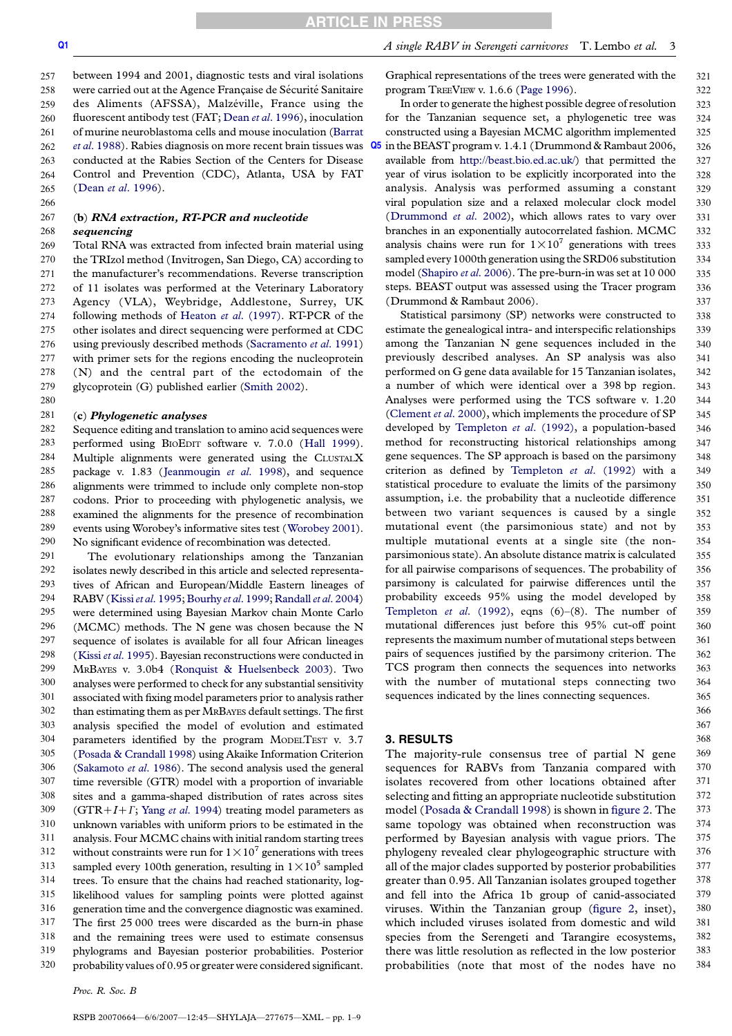between 1994 and 2001, diagnostic tests and viral isolations were carried out at the Agence Française de Sécurité Sanitaire des Aliments (AFSSA), Malzéville, France using the fluorescent antibody test (FAT; Dean *et al.* 1996), inoculation of murine neuroblastoma cells and mouse inoculation (Barrat *et al.* 1988). Rabies diagnosis on more recent brain tissues was conducted at the Rabies Section of the Centers for Disease Control and Prevention (CDC), Atlanta, USA by FAT (Dean *et al.* 1996).

### (b) *RNA extraction, RT-PCR and nucleotide sequencing*

Total RNA was extracted from infected brain material using the TRIzol method (Invitrogen, San Diego, CA) according to the manufacturer's recommendations. Reverse transcription of 11 isolates was performed at the Veterinary Laboratory Agency (VLA), Weybridge, Addlestone, Surrey, UK following methods of Heaton *et al.* (1997). RT-PCR of the other isolates and direct sequencing were performed at CDC using previously described methods (Sacramento *et al.* 1991) with primer sets for the regions encoding the nucleoprotein (N) and the central part of the ectodomain of the glycoprotein (G) published earlier (Smith 2002).

### (c) *Phylogenetic analyses*

Sequence editing and translation to amino acid sequences were performed using BioEdit software v. 7.0.0 (Hall 1999). Multiple alignments were generated using the ClustalX package v. 1.83 (Jeanmougin *et al.* 1998), and sequence alignments were trimmed to include only complete non-stop codons. Prior to proceeding with phylogenetic analysis, we examined the alignments for the presence of recombination events using Worobey's informative sites test (Worobey 2001). No significant evidence of recombination was detected.

The evolutionary relationships among the Tanzanian isolates newly described in this article and selected representatives of African and European/Middle Eastern lineages of RABV (Kissi *et al.* 1995; Bourhy *et al.* 1999; Randall *et al.* 2004) were determined using Bayesian Markov chain Monte Carlo (MCMC) methods. The N gene was chosen because the N sequence of isolates is available for all four African lineages (Kissi *et al.* 1995). Bayesian reconstructions were conducted in MrBayes v. 3.0b4 (Ronquist & Huelsenbeck 2003). Two analyses were performed to check for any substantial sensitivity associated with fixing model parameters prior to analysis rather than estimating them as per MrBayes default settings. The first analysis specified the model of evolution and estimated parameters identified by the program ModelTest v. 3.7 (Posada & Crandall 1998) using Akaike Information Criterion (Sakamoto *et al.* 1986). The second analysis used the general time reversible (GTR) model with a proportion of invariable sites and a gamma-shaped distribution of rates across sites ($GTR+I+\Gamma$; Yang *et al.* 1994) treating model parameters as unknown variables with uniform priors to be estimated in the analysis. Four MCMC chains with initial random starting trees without constraints were run for $1\times10^7$ generations with trees sampled every 100th generation, resulting in $1\times10^5$ sampled trees. To ensure that the chains had reached stationarity, log-likelihood values for sampling points were plotted against generation time and the convergence diagnostic was examined. The first 25 000 trees were discarded as the burn-in phase and the remaining trees were used to estimate consensus phylograms and Bayesian posterior probabilities. Posterior probability values of 0.95 or greater were considered significant.

Graphical representations of the trees were generated with the program TreeView v. 1.6.6 (Page 1996).

In order to generate the highest possible degree of resolution for the Tanzanian sequence set, a phylogenetic tree was constructed using a Bayesian MCMC algorithm implemented in the BEAST program v. 1.4.1 (Drummond & Rambaut 2006, available from http://beast.bio.ed.ac.uk/) that permitted the year of virus isolation to be explicitly incorporated into the analysis. Analysis was performed assuming a constant viral population size and a relaxed molecular clock model (Drummond *et al.* 2002), which allows rates to vary over branches in an exponentially autocorrelated fashion. MCMC analysis chains were run for $1\times10^7$ generations with trees sampled every 1000th generation using the SRD06 substitution model (Shapiro *et al.* 2006). The pre-burn-in was set at 10 000 steps. BEAST output was assessed using the Tracer program (Drummond & Rambaut 2006).

Statistical parsimony (SP) networks were constructed to estimate the genealogical intra- and interspecific relationships among the Tanzanian N gene sequences included in the previously described analyses. An SP analysis was also performed on G gene data available for 15 Tanzanian isolates, a number of which were identical over a 398 bp region. Analyses were performed using the TCS software v. 1.20 (Clement *et al.* 2000), which implements the procedure of SP developed by Templeton *et al.* (1992), a population-based method for reconstructing historical relationships among gene sequences. The SP approach is based on the parsimony criterion as defined by Templeton *et al.* (1992) with a statistical procedure to evaluate the limits of the parsimony assumption, i.e. the probability that a nucleotide difference between two variant sequences is caused by a single mutational event (the parsimonious state) and not by multiple mutational events at a single site (the non-parsimonious state). An absolute distance matrix is calculated for all pairwise comparisons of sequences. The probability of parsimony is calculated for pairwise differences until the probability exceeds 95% using the model developed by Templeton *et al.* (1992), eqns (6)–(8). The number of mutational differences just before this 95% cut-off point represents the maximum number of mutational steps between pairs of sequences justified by the parsimony criterion. The TCS program then connects the sequences into networks with the number of mutational steps connecting two sequences indicated by the lines connecting sequences.

## 3. RESULTS

The majority-rule consensus tree of partial N gene sequences for RABVs from Tanzania compared with isolates recovered from other locations obtained after selecting and fitting an appropriate nucleotide substitution model (Posada & Crandall 1998) is shown in figure 2. The same topology was obtained when reconstruction was performed by Bayesian analysis with vague priors. The phylogeny revealed clear phylogeographic structure with all of the major clades supported by posterior probabilities greater than 0.95. All Tanzanian isolates grouped together and fell into the Africa 1b group of canid-associated viruses. Within the Tanzanian group (figure 2, inset), which included viruses isolated from domestic and wild species from the Serengeti and Tarangire ecosystems, there was little resolution as reflected in the low posterior probabilities (note that most of the nodes have no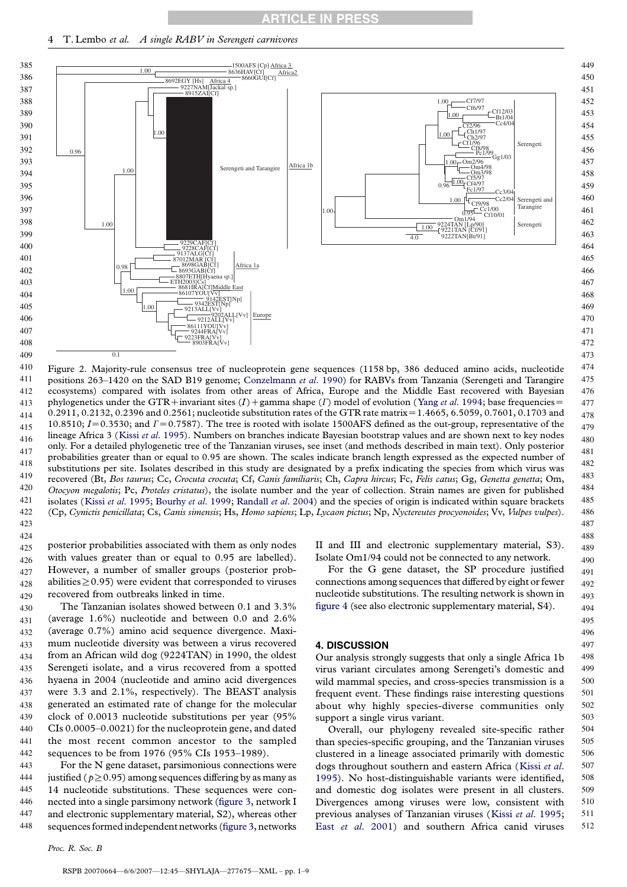Figure 2. Majority-rule consensus tree of nucleoprotein gene sequences (1158 bp, 386 deduced amino acids, nucleotide positions 263–1420 on the SAD B19 genome; Conzelmann *et al.* 1990) for RABVs from Tanzania (Serengeti and Tarangire ecosystems) compared with isolates from other areas of Africa, Europe and the Middle East recovered with Bayesian phylogenetics under the GTR+invariant sites ($I$)+gamma shape ($\Gamma$) model of evolution (Yang *et al.* 1994; base frequencies = 0.2911, 0.2132, 0.2396 and 0.2561; nucleotide substitution rates of the GTR rate matrix = 1.4665, 6.5059, 0.7601, 0.1703 and 10.8510; $I$ = 0.3530; and $\Gamma$ = 0.7587). The tree is rooted with isolate 1500AFS defined as the out-group, representative of the lineage Africa 3 (Kissi *et al.* 1995). Numbers on branches indicate Bayesian bootstrap values and are shown next to key nodes only. For a detailed phylogenetic tree of the Tanzanian viruses, see inset (and methods described in main text). Only posterior probabilities greater than or equal to 0.95 are shown. The scales indicate branch length expressed as the expected number of substitutions per site. Isolates described in this study are designated by a prefix indicating the species from which virus was recovered (Bt, *Bos taurus*; Cc, *Crocuta crocuta*; Cf, *Canis familiaris*; Ch, *Capra hircus*; Fc, *Felis catus*; Gg, *Genetta genetta*; Om, *Otocyon megalotis*; Pc, *Proteles cristatus*), the isolate number and the year of collection. Strain names are given for published isolates (Kissi *et al.* 1995; Bourhy *et al.* 1999; Randall *et al.* 2004) and the species of origin is indicated within square brackets (Cp, *Cynictis penicillata*; Cs, *Canis simensis*; Hs, *Homo sapiens*; Lp, *Lycaon pictus*; Np, *Nyctereutes procyonoides*; Vv, *Vulpes vulpes*).

posterior probabilities associated with them as only nodes with values greater than or equal to 0.95 are labelled). However, a number of smaller groups (posterior probabilities ≥ 0.95) were evident that corresponded to viruses recovered from outbreaks linked in time.

The Tanzanian isolates showed between 0.1 and 3.3% (average 1.6%) nucleotide and between 0.0 and 2.6% (average 0.7%) amino acid sequence divergence. Maximum nucleotide diversity was between a virus recovered from an African wild dog (9224TAN) in 1990, the oldest Serengeti isolate, and a virus recovered from a spotted hyaena in 2004 (nucleotide and amino acid divergences were 3.3 and 2.1%, respectively). The BEAST analysis generated an estimated rate of change for the molecular clock of 0.0013 nucleotide substitutions per year (95% CIs 0.0005–0.0021) for the nucleoprotein gene, and dated the most recent common ancestor to the sampled sequences to be from 1976 (95% CIs 1953–1989).

For the N gene dataset, parsimonious connections were justified ($p \geq 0.95$) among sequences differing by as many as 14 nucleotide substitutions. These sequences were connected into a single parsimony network (figure 3, network I and electronic supplementary material, S2), whereas other sequences formed independent networks (figure 3, networks II and III and electronic supplementary material, S3). Isolate Om1/94 could not be connected to any network.

For the G gene dataset, the SP procedure justified connections among sequences that differed by eight or fewer nucleotide substitutions. The resulting network is shown in figure 4 (see also electronic supplementary material, S4).

## 4. DISCUSSION

Our analysis strongly suggests that only a single Africa 1b virus variant circulates among Serengeti's domestic and wild mammal species, and cross-species transmission is a frequent event. These findings raise interesting questions about why highly species-diverse communities only support a single virus variant.

Overall, our phylogeny revealed site-specific rather than species-specific grouping, and the Tanzanian viruses clustered in a lineage associated primarily with domestic dogs throughout southern and eastern Africa (Kissi *et al.* 1995). No host-distinguishable variants were identified, and domestic dog isolates were present in all clusters. Divergences among viruses were low, consistent with previous analyses of Tanzanian viruses (Kissi *et al.* 1995; East *et al.* 2001) and southern Africa canid viruses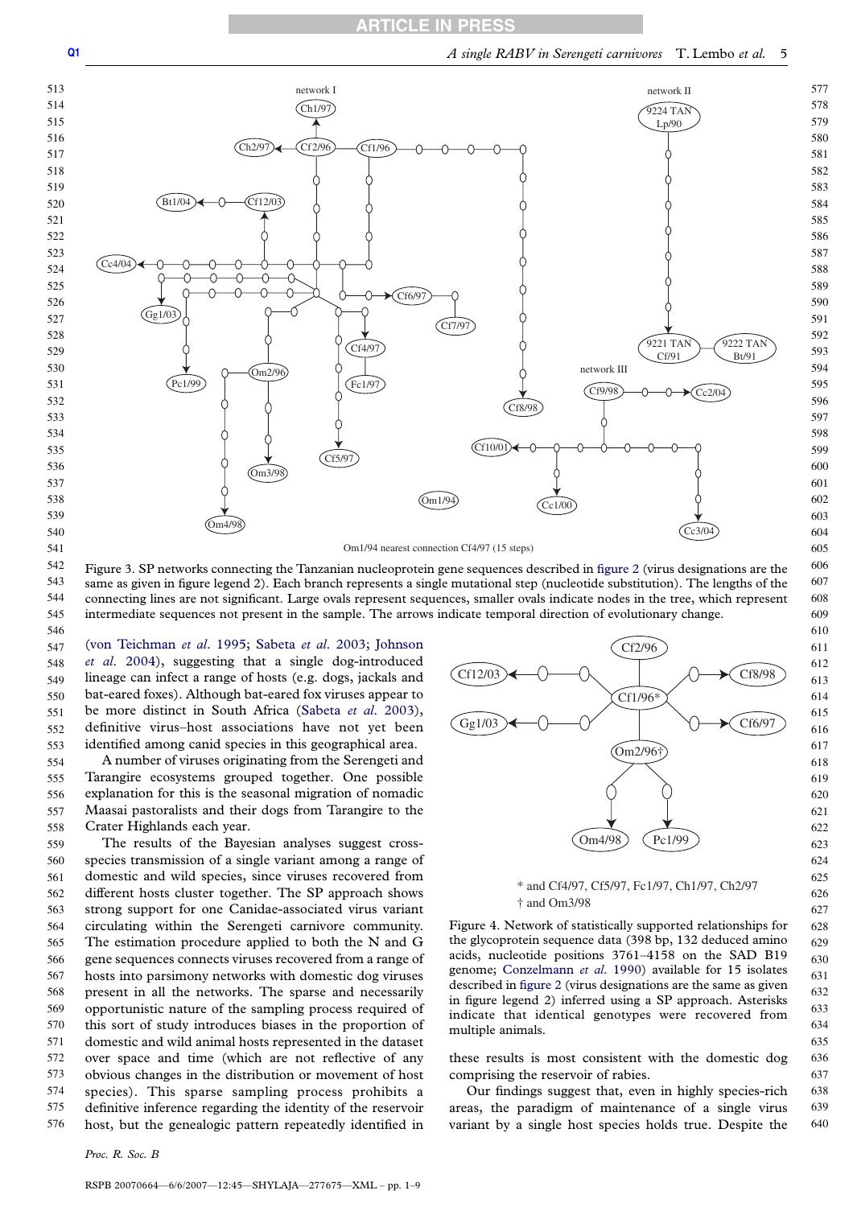Om1/94 nearest connection Cf4/97 (15 steps)

Figure 3. SP networks connecting the Tanzanian nucleoprotein gene sequences described in figure 2 (virus designations are the same as given in figure legend 2). Each branch represents a single mutational step (nucleotide substitution). The lengths of the connecting lines are not significant. Large ovals represent sequences, smaller ovals indicate nodes in the tree, which represent intermediate sequences not present in the sample. The arrows indicate temporal direction of evolutionary change.

(von Teichman *et al.* 1995; Sabeta *et al.* 2003; Johnson *et al.* 2004), suggesting that a single dog-introduced lineage can infect a range of hosts (e.g. dogs, jackals and bat-eared foxes). Although bat-eared fox viruses appear to be more distinct in South Africa (Sabeta *et al.* 2003), definitive virus–host associations have not yet been identified among canid species in this geographical area.

A number of viruses originating from the Serengeti and Tarangire ecosystems grouped together. One possible explanation for this is the seasonal migration of nomadic Maasai pastoralists and their dogs from Tarangire to the Crater Highlands each year.

The results of the Bayesian analyses suggest cross-species transmission of a single variant among a range of domestic and wild species, since viruses recovered from different hosts cluster together. The SP approach shows strong support for one Canidae-associated virus variant circulating within the Serengeti carnivore community. The estimation procedure applied to both the N and G gene sequences connects viruses recovered from a range of hosts into parsimony networks with domestic dog viruses present in all the networks. The sparse and necessarily opportunistic nature of the sampling process required of this sort of study introduces biases in the proportion of domestic and wild animal hosts represented in the dataset over space and time (which are not reflective of any obvious changes in the distribution or movement of host species). This sparse sampling process prohibits a definitive inference regarding the identity of the reservoir host, but the genealogic pattern repeatedly identified in these results is most consistent with the domestic dog comprising the reservoir of rabies.

\* and Cf4/97, Cf5/97, Fc1/97, Ch1/97, Ch2/97
† and Om3/98

Figure 4. Network of statistically supported relationships for the glycoprotein sequence data (398 bp, 132 deduced amino acids, nucleotide positions 3761–4158 on the SAD B19 genome; Conzelmann *et al.* 1990) available for 15 isolates described in figure 2 (virus designations are the same as given in figure legend 2) inferred using a SP approach. Asterisks indicate that identical genotypes were recovered from multiple animals.

Our findings suggest that, even in highly species-rich areas, the paradigm of maintenance of a single virus variant by a single host species holds true. Despite the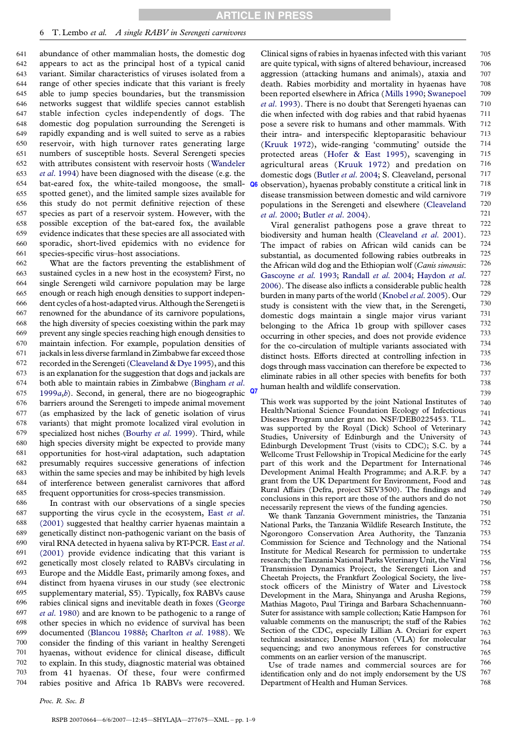abundance of other mammalian hosts, the domestic dog appears to act as the principal host of a typical canid variant. Similar characteristics of viruses isolated from a range of other species indicate that this variant is freely able to jump species boundaries, but the transmission networks suggest that wildlife species cannot establish stable infection cycles independently of dogs. The domestic dog population surrounding the Serengeti is rapidly expanding and is well suited to serve as a rabies reservoir, with high turnover rates generating large numbers of susceptible hosts. Several Serengeti species with attributes consistent with reservoir hosts (Wandeler *et al.* 1994) have been diagnosed with the disease (e.g. the bat-eared fox, the white-tailed mongoose, the small-spotted genet), and the limited sample sizes available for this study do not permit definitive rejection of these species as part of a reservoir system. However, with the possible exception of the bat-eared fox, the available evidence indicates that these species are all associated with sporadic, short-lived epidemics with no evidence for species-specific virus–host associations.

What are the factors preventing the establishment of sustained cycles in a new host in the ecosystem? First, no single Serengeti wild carnivore population may be large enough or reach high enough densities to support independent cycles of a host-adapted virus. Although the Serengeti is renowned for the abundance of its carnivore populations, the high diversity of species coexisting within the park may prevent any single species reaching high enough densities to maintain infection. For example, population densities of jackals in less diverse farmland in Zimbabwe far exceed those recorded in the Serengeti (Cleaveland & Dye 1995), and this is an explanation for the suggestion that dogs and jackals are both able to maintain rabies in Zimbabwe (Bingham *et al.* 1999*a*,*b*). Second, in general, there are no biogeographic barriers around the Serengeti to impede animal movement (as emphasized by the lack of genetic isolation of virus variants) that might promote localized viral evolution in specialized host niches (Bourhy *et al.* 1999). Third, while high species diversity might be expected to provide many opportunities for host-viral adaptation, such adaptation presumably requires successive generations of infection within the same species and may be inhibited by high levels of interference between generalist carnivores that afford frequent opportunities for cross-species transmission.

In contrast with our observations of a single species supporting the virus cycle in the ecosystem, East *et al.* (2001) suggested that healthy carrier hyaenas maintain a genetically distinct non-pathogenic variant on the basis of viral RNA detected in hyaena saliva by RT-PCR. East *et al.* (2001) provide evidence indicating that this variant is genetically most closely related to RABVs circulating in Europe and the Middle East, primarily among foxes, and distinct from hyaena viruses in our study (see electronic supplementary material, S5). Typically, fox RABVs cause rabies clinical signs and inevitable death in foxes (George *et al.* 1980) and are known to be pathogenic to a range of other species in which no evidence of survival has been documented (Blancou 1988*b*; Charlton *et al.* 1988). We consider the finding of this variant in healthy Serengeti hyaenas, without evidence for clinical disease, difficult to explain. In this study, diagnostic material was obtained from 41 hyaenas. Of these, four were confirmed rabies positive and Africa 1b RABVs were recovered.

Clinical signs of rabies in hyaenas infected with this variant are quite typical, with signs of altered behaviour, increased aggression (attacking humans and animals), ataxia and death. Rabies morbidity and mortality in hyaenas have been reported elsewhere in Africa (Mills 1990; Swanepoel *et al.* 1993). There is no doubt that Serengeti hyaenas can die when infected with dog rabies and that rabid hyaenas pose a severe risk to humans and other mammals. With their intra- and interspecific kleptoparasitic behaviour (Kruuk 1972), wide-ranging 'commuting' outside the protected areas (Hofer & East 1995), scavenging in agricultural areas (Kruuk 1972) and predation on domestic dogs (Butler *et al.* 2004; S. Cleaveland, personal observation), hyaenas probably constitute a critical link in disease transmission between domestic and wild carnivore populations in the Serengeti and elsewhere (Cleaveland *et al.* 2000; Butler *et al.* 2004).

Viral generalist pathogens pose a grave threat to biodiversity and human health (Cleaveland *et al.* 2001). The impact of rabies on African wild canids can be substantial, as documented following rabies outbreaks in the African wild dog and the Ethiopian wolf (*Canis simensis*: Gascoyne *et al.* 1993; Randall *et al.* 2004; Haydon *et al.* 2006). The disease also inflicts a considerable public health burden in many parts of the world (Knobel *et al.* 2005). Our study is consistent with the view that, in the Serengeti, domestic dogs maintain a single major virus variant belonging to the Africa 1b group with spillover cases occurring in other species, and does not provide evidence for the co-circulation of multiple variants associated with distinct hosts. Efforts directed at controlling infection in dogs through mass vaccination can therefore be expected to eliminate rabies in all other species with benefits for both human health and wildlife conservation.

This work was supported by the joint National Institutes of Health/National Science Foundation Ecology of Infectious Diseases Program under grant no. NSF/DEB0225453. T.L. was supported by the Royal (Dick) School of Veterinary Studies, University of Edinburgh and the University of Edinburgh Development Trust (visits to CDC); S.C. by a Wellcome Trust Fellowship in Tropical Medicine for the early part of this work and the Department for International Development Animal Health Programme; and A.R.F. by a grant from the UK Department for Environment, Food and Rural Affairs (Defra, project SEV3500). The findings and conclusions in this report are those of the authors and do not necessarily represent the views of the funding agencies.

We thank Tanzania Government ministries, the Tanzania National Parks, the Tanzania Wildlife Research Institute, the Ngorongoro Conservation Area Authority, the Tanzania Commission for Science and Technology and the National Institute for Medical Research for permission to undertake research; the Tanzania National Parks Veterinary Unit, the Viral Transmission Dynamics Project, the Serengeti Lion and Cheetah Projects, the Frankfurt Zoological Society, the livestock officers of the Ministry of Water and Livestock Development in the Mara, Shinyanga and Arusha Regions, Mathias Magoto, Paul Tiringa and Barbara Schachenmann-Suter for assistance with sample collection; Katie Hampson for valuable comments on the manuscript; the staff of the Rabies Section of the CDC, especially Lillian A. Orciari for expert technical assistance; Denise Marston (VLA) for molecular sequencing; and two anonymous referees for constructive comments on an earlier version of the manuscript.

Use of trade names and commercial sources are for identification only and do not imply endorsement by the US Department of Health and Human Services.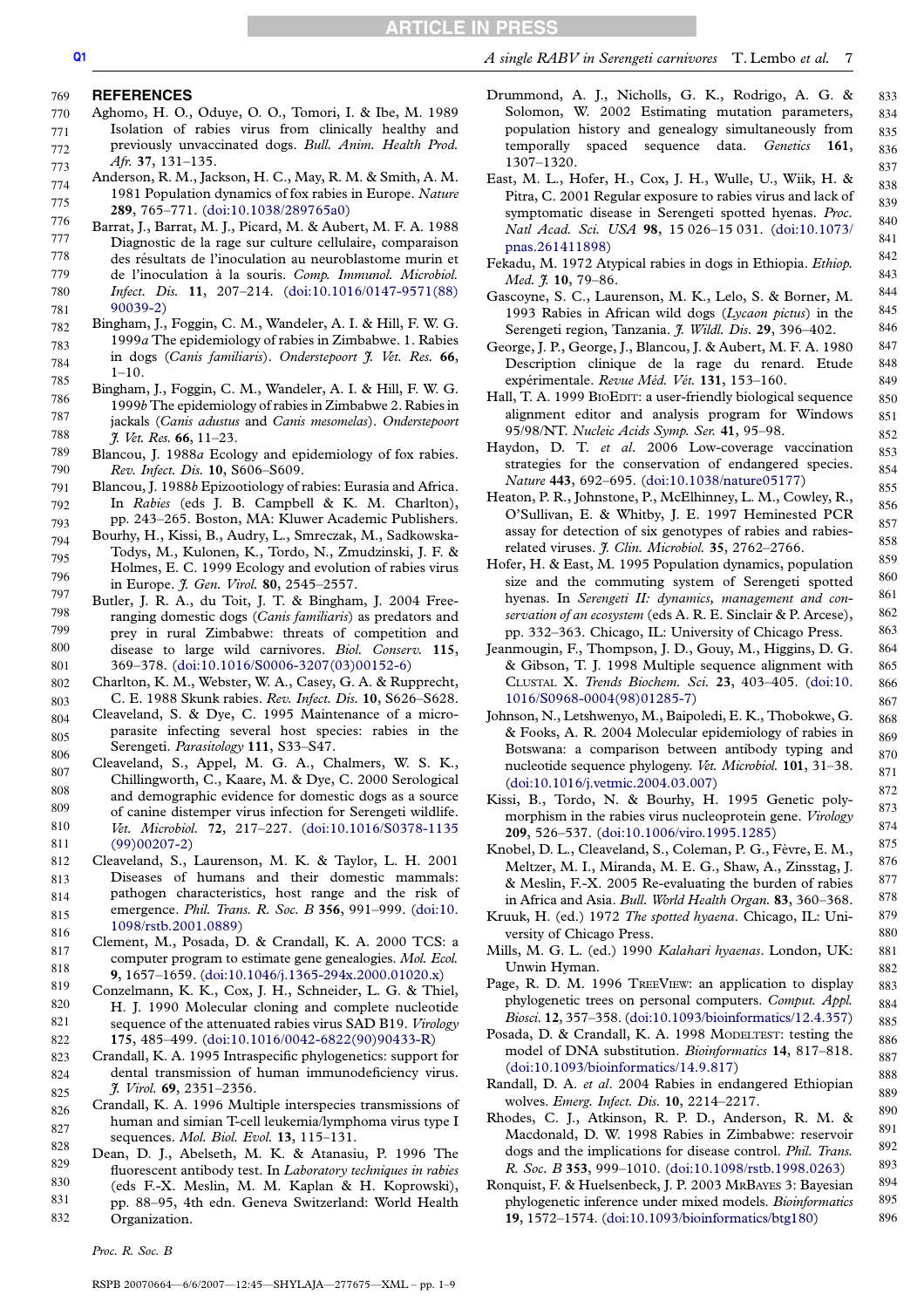## REFERENCES

Aghomo, H. O., Oduye, O. O., Tomori, I. & Ibe, M. 1989 Isolation of rabies virus from clinically healthy and previously unvaccinated dogs. *Bull. Anim. Health Prod. Afr.* **37**, 131–135.

Anderson, R. M., Jackson, H. C., May, R. M. & Smith, A. M. 1981 Population dynamics of fox rabies in Europe. *Nature* **289**, 765–771. (doi:10.1038/289765a0)

Barrat, J., Barrat, M. J., Picard, M. & Aubert, M. F. A. 1988 Diagnostic de la rage sur culture cellulaire, comparaison des résultats de l'inoculation au neuroblastome murin et de l'inoculation à la souris. *Comp. Immunol. Microbiol. Infect. Dis.* **11**, 207–214. (doi:10.1016/0147-9571(88)90039-2)

Bingham, J., Foggin, C. M., Wandeler, A. I. & Hill, F. W. G. 1999*a* The epidemiology of rabies in Zimbabwe. 1. Rabies in dogs (*Canis familiaris*). *Onderstepoort J. Vet. Res.* **66**, 1–10.

Bingham, J., Foggin, C. M., Wandeler, A. I. & Hill, F. W. G. 1999*b* The epidemiology of rabies in Zimbabwe 2. Rabies in jackals (*Canis adustus* and *Canis mesomelas*). *Onderstepoort J. Vet. Res.* **66**, 11–23.

Blancou, J. 1988*a* Ecology and epidemiology of fox rabies. *Rev. Infect. Dis.* **10**, S606–S609.

Blancou, J. 1988*b* Epizootiology of rabies: Eurasia and Africa. In *Rabies* (eds J. B. Campbell & K. M. Charlton), pp. 243–265. Boston, MA: Kluwer Academic Publishers.

Bourhy, H., Kissi, B., Audry, L., Smreczak, M., Sadkowska-Todys, M., Kulonen, K., Tordo, N., Zmudzinski, J. F. & Holmes, E. C. 1999 Ecology and evolution of rabies virus in Europe. *J. Gen. Virol.* **80**, 2545–2557.

Butler, J. R. A., du Toit, J. T. & Bingham, J. 2004 Free-ranging domestic dogs (*Canis familiaris*) as predators and prey in rural Zimbabwe: threats of competition and disease to large wild carnivores. *Biol. Conserv.* **115**, 369–378. (doi:10.1016/S0006-3207(03)00152-6)

Charlton, K. M., Webster, W. A., Casey, G. A. & Rupprecht, C. E. 1988 Skunk rabies. *Rev. Infect. Dis.* **10**, S626–S628.

Cleaveland, S. & Dye, C. 1995 Maintenance of a microparasite infecting several host species: rabies in the Serengeti. *Parasitology* **111**, S33–S47.

Cleaveland, S., Appel, M. G. A., Chalmers, W. S. K., Chillingworth, C., Kaare, M. & Dye, C. 2000 Serological and demographic evidence for domestic dogs as a source of canine distemper virus infection for Serengeti wildlife. *Vet. Microbiol.* **72**, 217–227. (doi:10.1016/S0378-1135(99)00207-2)

Cleaveland, S., Laurenson, M. K. & Taylor, L. H. 2001 Diseases of humans and their domestic mammals: pathogen characteristics, host range and the risk of emergence. *Phil. Trans. R. Soc. B* **356**, 991–999. (doi:10.1098/rstb.2001.0889)

Clement, M., Posada, D. & Crandall, K. A. 2000 TCS: a computer program to estimate gene genealogies. *Mol. Ecol.* **9**, 1657–1659. (doi:10.1046/j.1365-294x.2000.01020.x)

Conzelmann, K. K., Cox, J. H., Schneider, L. G. & Thiel, H. J. 1990 Molecular cloning and complete nucleotide sequence of the attenuated rabies virus SAD B19. *Virology* **175**, 485–499. (doi:10.1016/0042-6822(90)90433-R)

Crandall, K. A. 1995 Intraspecific phylogenetics: support for dental transmission of human immunodeficiency virus. *J. Virol.* **69**, 2351–2356.

Crandall, K. A. 1996 Multiple interspecies transmissions of human and simian T-cell leukemia/lymphoma virus type I sequences. *Mol. Biol. Evol.* **13**, 115–131.

Dean, D. J., Abelseth, M. K. & Atanasiu, P. 1996 The fluorescent antibody test. In *Laboratory techniques in rabies* (eds F.-X. Meslin, M. M. Kaplan & H. Koprowski), pp. 88–95, 4th edn. Geneva Switzerland: World Health Organization.

Drummond, A. J., Nicholls, G. K., Rodrigo, A. G. & Solomon, W. 2002 Estimating mutation parameters, population history and genealogy simultaneously from temporally spaced sequence data. *Genetics* **161**, 1307–1320.

East, M. L., Hofer, H., Cox, J. H., Wulle, U., Wiik, H. & Pitra, C. 2001 Regular exposure to rabies virus and lack of symptomatic disease in Serengeti spotted hyenas. *Proc. Natl Acad. Sci. USA* **98**, 15 026–15 031. (doi:10.1073/pnas.261411898)

Fekadu, M. 1972 Atypical rabies in dogs in Ethiopia. *Ethiop. Med. J.* **10**, 79–86.

Gascoyne, S. C., Laurenson, M. K., Lelo, S. & Borner, M. 1993 Rabies in African wild dogs (*Lycaon pictus*) in the Serengeti region, Tanzania. *J. Wildl. Dis.* **29**, 396–402.

George, J. P., George, J., Blancou, J. & Aubert, M. F. A. 1980 Description clinique de la rage du renard. Etude expérimentale. *Revue Méd. Vét.* **131**, 153–160.

Hall, T. A. 1999 BioEdit: a user-friendly biological sequence alignment editor and analysis program for Windows 95/98/NT. *Nucleic Acids Symp. Ser.* **41**, 95–98.

Haydon, D. T. *et al.* 2006 Low-coverage vaccination strategies for the conservation of endangered species. *Nature* **443**, 692–695. (doi:10.1038/nature05177)

Heaton, P. R., Johnstone, P., McElhinney, L. M., Cowley, R., O'Sullivan, E. & Whitby, J. E. 1997 Heminested PCR assay for detection of six genotypes of rabies and rabies-related viruses. *J. Clin. Microbiol.* **35**, 2762–2766.

Hofer, H. & East, M. 1995 Population dynamics, population size and the commuting system of Serengeti spotted hyenas. In *Serengeti II: dynamics, management and conservation of an ecosystem* (eds A. R. E. Sinclair & P. Arcese), pp. 332–363. Chicago, IL: University of Chicago Press.

Jeanmougin, F., Thompson, J. D., Gouy, M., Higgins, D. G. & Gibson, T. J. 1998 Multiple sequence alignment with Clustal X. *Trends Biochem. Sci.* **23**, 403–405. (doi:10.1016/S0968-0004(98)01285-7)

Johnson, N., Letshwenyo, M., Baipoledi, E. K., Thobokwe, G. & Fooks, A. R. 2004 Molecular epidemiology of rabies in Botswana: a comparison between antibody typing and nucleotide sequence phylogeny. *Vet. Microbiol.* **101**, 31–38. (doi:10.1016/j.vetmic.2004.03.007)

Kissi, B., Tordo, N. & Bourhy, H. 1995 Genetic polymorphism in the rabies virus nucleoprotein gene. *Virology* **209**, 526–537. (doi:10.1006/viro.1995.1285)

Knobel, D. L., Cleaveland, S., Coleman, P. G., Fèvre, E. M., Meltzer, M. I., Miranda, M. E. G., Shaw, A., Zinsstag, J. & Meslin, F.-X. 2005 Re-evaluating the burden of rabies in Africa and Asia. *Bull. World Health Organ.* **83**, 360–368.

Kruuk, H. (ed.) 1972 *The spotted hyaena*. Chicago, IL: University of Chicago Press.

Mills, M. G. L. (ed.) 1990 *Kalahari hyaenas*. London, UK: Unwin Hyman.

Page, R. D. M. 1996 TreeView: an application to display phylogenetic trees on personal computers. *Comput. Appl. Biosci.* **12**, 357–358. (doi:10.1093/bioinformatics/12.4.357)

Posada, D. & Crandall, K. A. 1998 Modeltest: testing the model of DNA substitution. *Bioinformatics* **14**, 817–818. (doi:10.1093/bioinformatics/14.9.817)

Randall, D. A. *et al.* 2004 Rabies in endangered Ethiopian wolves. *Emerg. Infect. Dis.* **10**, 2214–2217.

Rhodes, C. J., Atkinson, R. P. D., Anderson, R. M. & Macdonald, D. W. 1998 Rabies in Zimbabwe: reservoir dogs and the implications for disease control. *Phil. Trans. R. Soc. B* **353**, 999–1010. (doi:10.1098/rstb.1998.0263)

Ronquist, F. & Huelsenbeck, J. P. 2003 MrBayes 3: Bayesian phylogenetic inference under mixed models. *Bioinformatics* **19**, 1572–1574. (doi:10.1093/bioinformatics/btg180)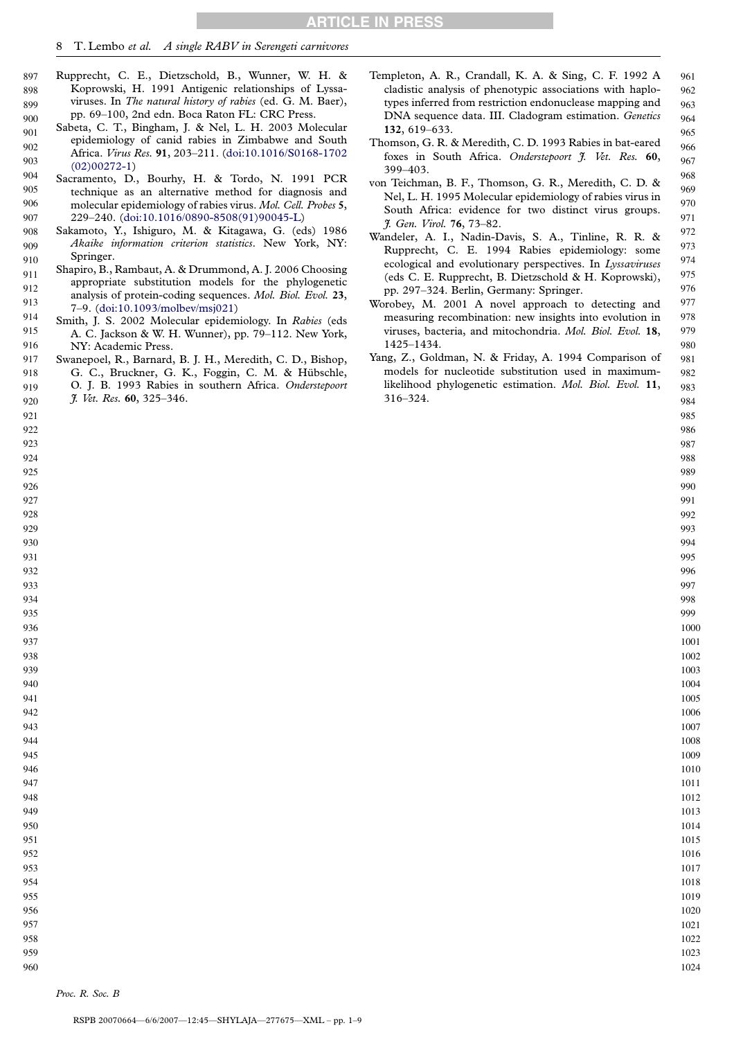Rupprecht, C. E., Dietzschold, B., Wunner, W. H. & Koprowski, H. 1991 Antigenic relationships of Lyssaviruses. In *The natural history of rabies* (ed. G. M. Baer), pp. 69–100, 2nd edn. Boca Raton FL: CRC Press.

Sabeta, C. T., Bingham, J. & Nel, L. H. 2003 Molecular epidemiology of canid rabies in Zimbabwe and South Africa. *Virus Res.* **91**, 203–211. (doi:10.1016/S0168-1702(02)00272-1)

Sacramento, D., Bourhy, H. & Tordo, N. 1991 PCR technique as an alternative method for diagnosis and molecular epidemiology of rabies virus. *Mol. Cell. Probes* **5**, 229–240. (doi:10.1016/0890-8508(91)90045-L)

Sakamoto, Y., Ishiguro, M. & Kitagawa, G. (eds) 1986 *Akaike information criterion statistics*. New York, NY: Springer.

Shapiro, B., Rambaut, A. & Drummond, A. J. 2006 Choosing appropriate substitution models for the phylogenetic analysis of protein-coding sequences. *Mol. Biol. Evol.* **23**, 7–9. (doi:10.1093/molbev/msj021)

Smith, J. S. 2002 Molecular epidemiology. In *Rabies* (eds A. C. Jackson & W. H. Wunner), pp. 79–112. New York, NY: Academic Press.

Swanepoel, R., Barnard, B. J. H., Meredith, C. D., Bishop, G. C., Bruckner, G. K., Foggin, C. M. & Hübschle, O. J. B. 1993 Rabies in southern Africa. *Onderstepoort J. Vet. Res.* **60**, 325–346.

Templeton, A. R., Crandall, K. A. & Sing, C. F. 1992 A cladistic analysis of phenotypic associations with haplotypes inferred from restriction endonuclease mapping and DNA sequence data. III. Cladogram estimation. *Genetics* **132**, 619–633.

Thomson, G. R. & Meredith, C. D. 1993 Rabies in bat-eared foxes in South Africa. *Onderstepoort J. Vet. Res.* **60**, 399–403.

von Teichman, B. F., Thomson, G. R., Meredith, C. D. & Nel, L. H. 1995 Molecular epidemiology of rabies virus in South Africa: evidence for two distinct virus groups. *J. Gen. Virol.* **76**, 73–82.

Wandeler, A. I., Nadin-Davis, S. A., Tinline, R. R. & Rupprecht, C. E. 1994 Rabies epidemiology: some ecological and evolutionary perspectives. In *Lyssaviruses* (eds C. E. Rupprecht, B. Dietzschold & H. Koprowski), pp. 297–324. Berlin, Germany: Springer.

Worobey, M. 2001 A novel approach to detecting and measuring recombination: new insights into evolution in viruses, bacteria, and mitochondria. *Mol. Biol. Evol.* **18**, 1425–1434.

Yang, Z., Goldman, N. & Friday, A. 1994 Comparison of models for nucleotide substitution used in maximum-likelihood phylogenetic estimation. *Mol. Biol. Evol.* **11**, 316–324.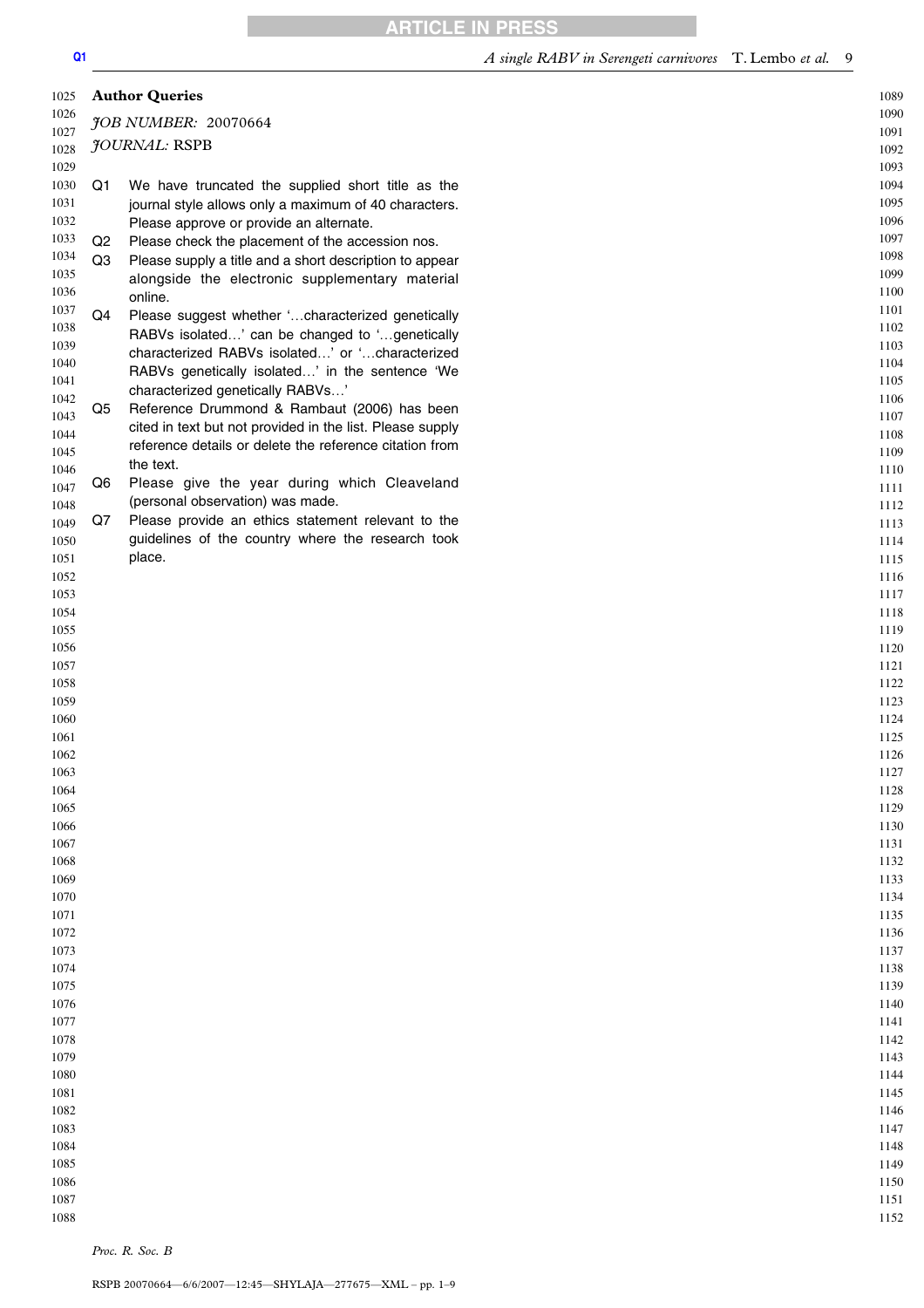## Author Queries

*JOB NUMBER:* 20070664

*JOURNAL:* RSPB

Q1 We have truncated the supplied short title as the journal style allows only a maximum of 40 characters. Please approve or provide an alternate.

Q2 Please check the placement of the accession nos.

Q3 Please supply a title and a short description to appear alongside the electronic supplementary material online.

Q4 Please suggest whether '…characterized genetically RABVs isolated…' can be changed to '…genetically characterized RABVs isolated…' or '…characterized RABVs genetically isolated…' in the sentence 'We characterized genetically RABVs…'

Q5 Reference Drummond & Rambaut (2006) has been cited in text but not provided in the list. Please supply reference details or delete the reference citation from the text.

Q6 Please give the year during which Cleaveland (personal observation) was made.

Q7 Please provide an ethics statement relevant to the guidelines of the country where the research took place.